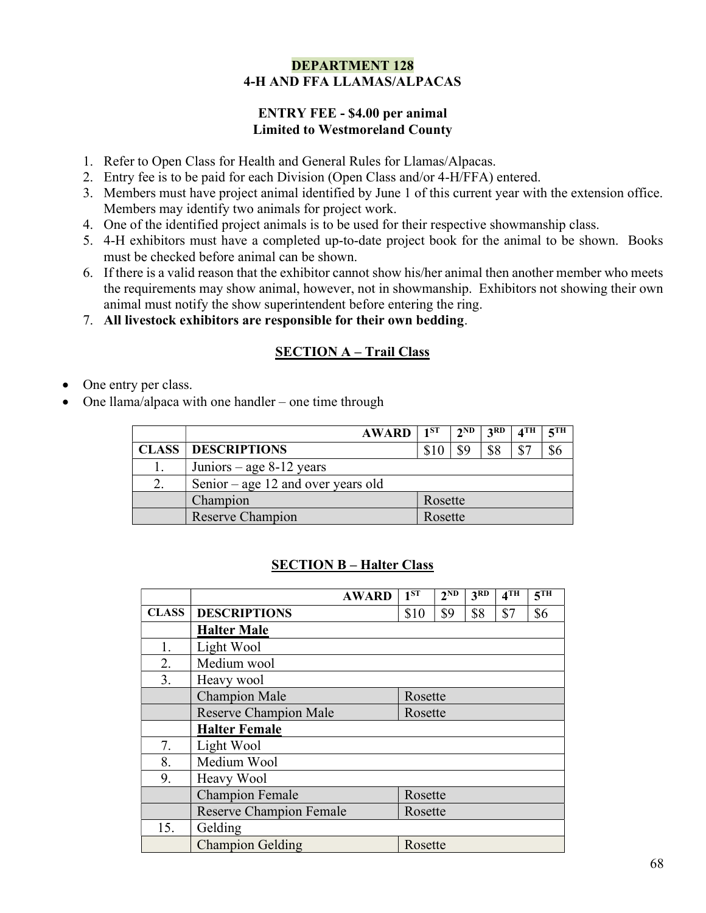## DEPARTMENT 128
## 4-H AND FFA LLAMAS/ALPACAS

**ENTRY FEE - $4.00 per animal**
**Limited to Westmoreland County**

1. Refer to Open Class for Health and General Rules for Llamas/Alpacas.
2. Entry fee is to be paid for each Division (Open Class and/or 4-H/FFA) entered.
3. Members must have project animal identified by June 1 of this current year with the extension office. Members may identify two animals for project work.
4. One of the identified project animals is to be used for their respective showmanship class.
5. 4-H exhibitors must have a completed up-to-date project book for the animal to be shown. Books must be checked before animal can be shown.
6. If there is a valid reason that the exhibitor cannot show his/her animal then another member who meets the requirements may show animal, however, not in showmanship. Exhibitors not showing their own animal must notify the show superintendent before entering the ring.
7. **All livestock exhibitors are responsible for their own bedding**.

### SECTION A – Trail Class

- One entry per class.
- One llama/alpaca with one handler – one time through

| | AWARD | 1ST | 2ND | 3RD | 4TH | 5TH |
|---|---|---|---|---|---|---|
| CLASS | DESCRIPTIONS | $10 | $9 | $8 | $7 | $6 |
| 1. | Juniors – age 8-12 years | | | | | |
| 2. | Senior – age 12 and over years old | | | | | |
| | Champion | Rosette | | | | |
| | Reserve Champion | Rosette | | | | |

### SECTION B – Halter Class

| | AWARD | 1ST | 2ND | 3RD | 4TH | 5TH |
|---|---|---|---|---|---|---|
| CLASS | DESCRIPTIONS | $10 | $9 | $8 | $7 | $6 |
| | **Halter Male** | | | | | |
| 1. | Light Wool | | | | | |
| 2. | Medium wool | | | | | |
| 3. | Heavy wool | | | | | |
| | Champion Male | Rosette | | | | |
| | Reserve Champion Male | Rosette | | | | |
| | **Halter Female** | | | | | |
| 7. | Light Wool | | | | | |
| 8. | Medium Wool | | | | | |
| 9. | Heavy Wool | | | | | |
| | Champion Female | Rosette | | | | |
| | Reserve Champion Female | Rosette | | | | |
| 15. | Gelding | | | | | |
| | Champion Gelding | Rosette | | | | |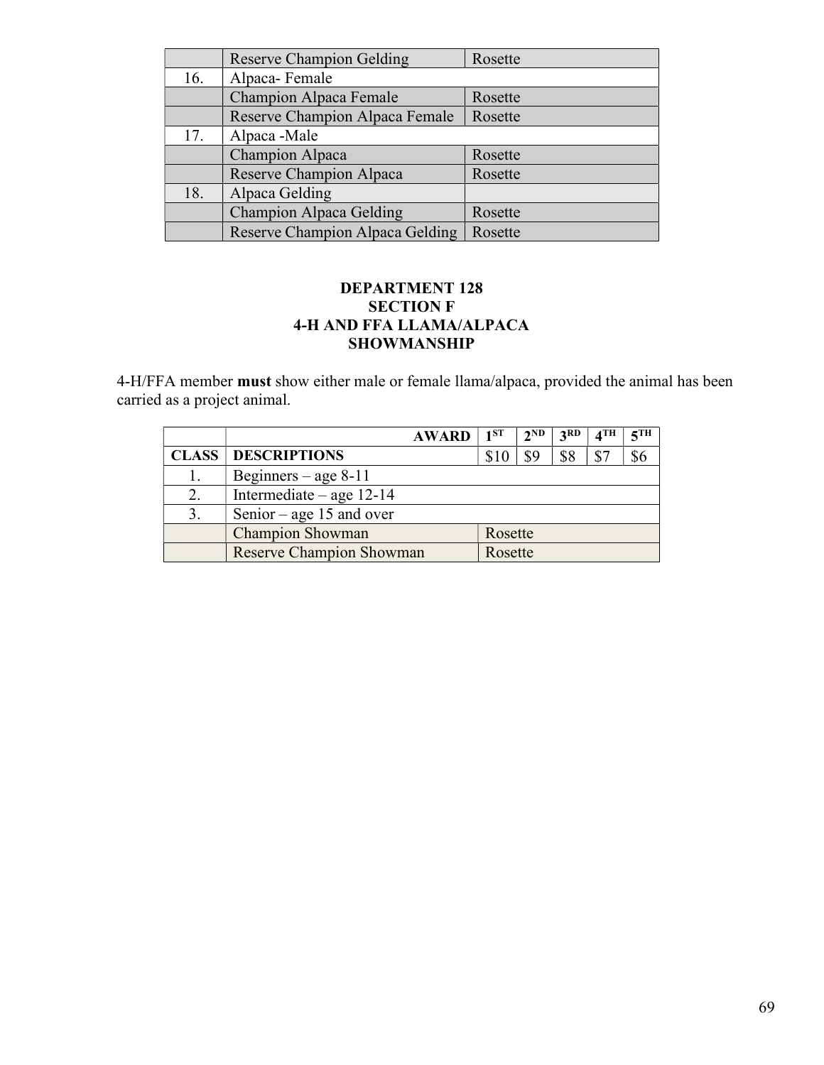| | | |
|---|---|---|
| | Reserve Champion Gelding | Rosette |
| 16. | Alpaca- Female | |
| | Champion Alpaca Female | Rosette |
| | Reserve Champion Alpaca Female | Rosette |
| 17. | Alpaca -Male | |
| | Champion Alpaca | Rosette |
| | Reserve Champion Alpaca | Rosette |
| 18. | Alpaca Gelding | |
| | Champion Alpaca Gelding | Rosette |
| | Reserve Champion Alpaca Gelding | Rosette |

## DEPARTMENT 128
## SECTION F
## 4-H AND FFA LLAMA/ALPACA
## SHOWMANSHIP

4-H/FFA member **must** show either male or female llama/alpaca, provided the animal has been carried as a project animal.

| | AWARD | 1ST | 2ND | 3RD | 4TH | 5TH |
|---|---|---|---|---|---|---|
| **CLASS** | **DESCRIPTIONS** | $10 | $9 | $8 | $7 | $6 |
| 1. | Beginners – age 8-11 | | | | | |
| 2. | Intermediate – age 12-14 | | | | | |
| 3. | Senior – age 15 and over | | | | | |
| | Champion Showman | Rosette | | | | |
| | Reserve Champion Showman | Rosette | | | | |